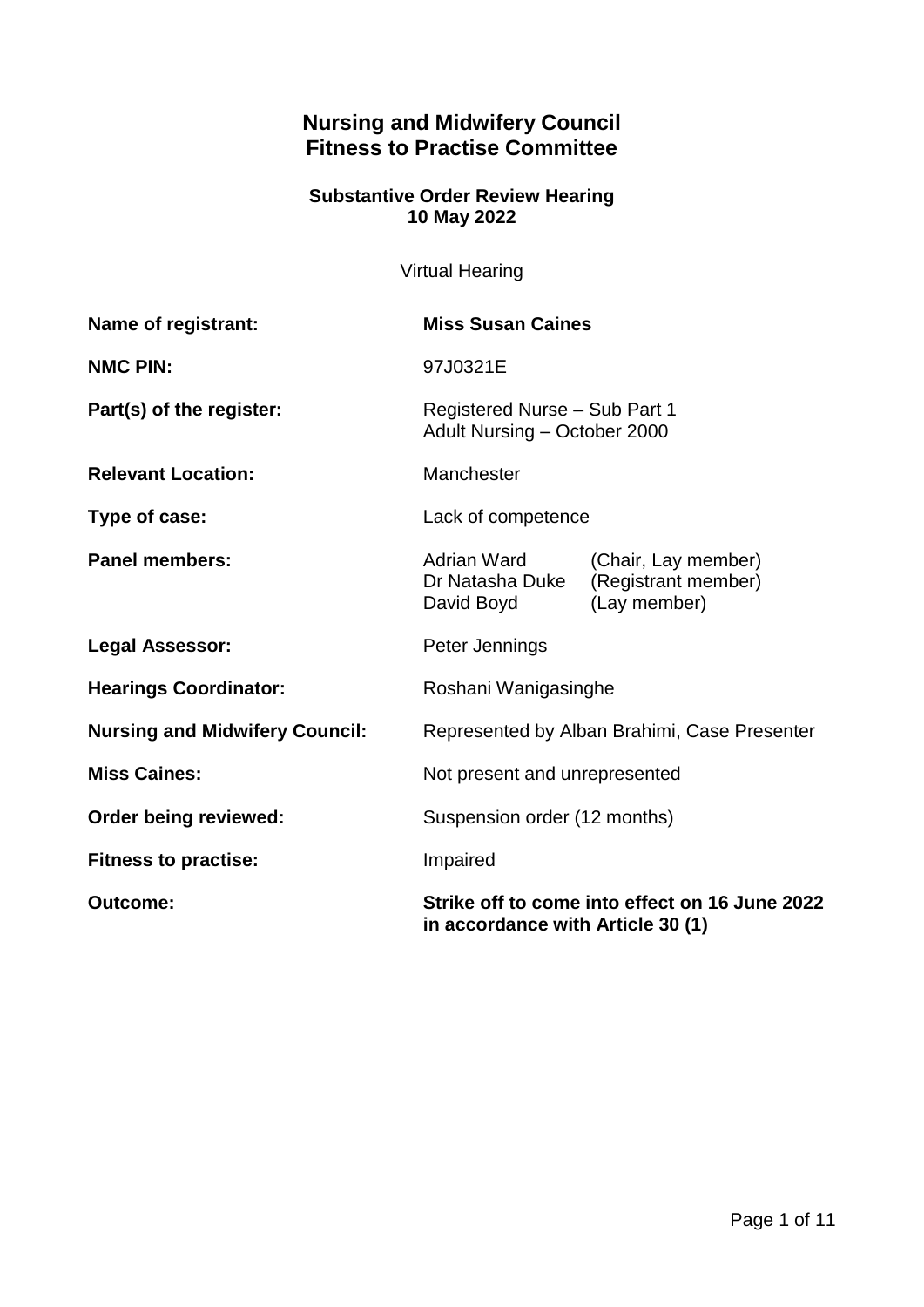# Nursing and Midwifery Council
# Fitness to Practise Committee

### Substantive Order Review Hearing
### 10 May 2022

Virtual Hearing

| | | |
|---|---|---|
| **Name of registrant:** | **Miss Susan Caines** | |
| **NMC PIN:** | 97J0321E | |
| **Part(s) of the register:** | Registered Nurse – Sub Part 1<br>Adult Nursing – October 2000 | |
| **Relevant Location:** | Manchester | |
| **Type of case:** | Lack of competence | |
| **Panel members:** | Adrian Ward<br>Dr Natasha Duke<br>David Boyd | (Chair, Lay member)<br>(Registrant member)<br>(Lay member) |
| **Legal Assessor:** | Peter Jennings | |
| **Hearings Coordinator:** | Roshani Wanigasinghe | |
| **Nursing and Midwifery Council:** | Represented by Alban Brahimi, Case Presenter | |
| **Miss Caines:** | Not present and unrepresented | |
| **Order being reviewed:** | Suspension order (12 months) | |
| **Fitness to practise:** | Impaired | |
| **Outcome:** | **Strike off to come into effect on 16 June 2022 in accordance with Article 30 (1)** | |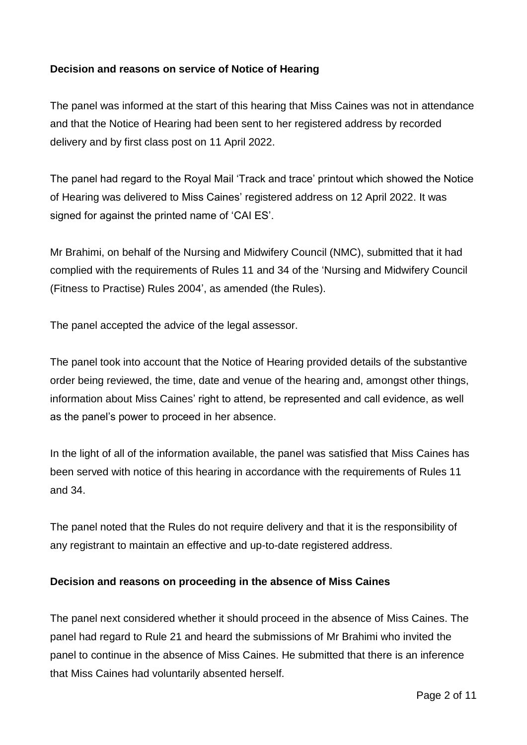**Decision and reasons on service of Notice of Hearing**

The panel was informed at the start of this hearing that Miss Caines was not in attendance and that the Notice of Hearing had been sent to her registered address by recorded delivery and by first class post on 11 April 2022.

The panel had regard to the Royal Mail 'Track and trace' printout which showed the Notice of Hearing was delivered to Miss Caines' registered address on 12 April 2022. It was signed for against the printed name of 'CAI ES'.

Mr Brahimi, on behalf of the Nursing and Midwifery Council (NMC), submitted that it had complied with the requirements of Rules 11 and 34 of the 'Nursing and Midwifery Council (Fitness to Practise) Rules 2004', as amended (the Rules).

The panel accepted the advice of the legal assessor.

The panel took into account that the Notice of Hearing provided details of the substantive order being reviewed, the time, date and venue of the hearing and, amongst other things, information about Miss Caines' right to attend, be represented and call evidence, as well as the panel's power to proceed in her absence.

In the light of all of the information available, the panel was satisfied that Miss Caines has been served with notice of this hearing in accordance with the requirements of Rules 11 and 34.

The panel noted that the Rules do not require delivery and that it is the responsibility of any registrant to maintain an effective and up-to-date registered address.

**Decision and reasons on proceeding in the absence of Miss Caines**

The panel next considered whether it should proceed in the absence of Miss Caines. The panel had regard to Rule 21 and heard the submissions of Mr Brahimi who invited the panel to continue in the absence of Miss Caines. He submitted that there is an inference that Miss Caines had voluntarily absented herself.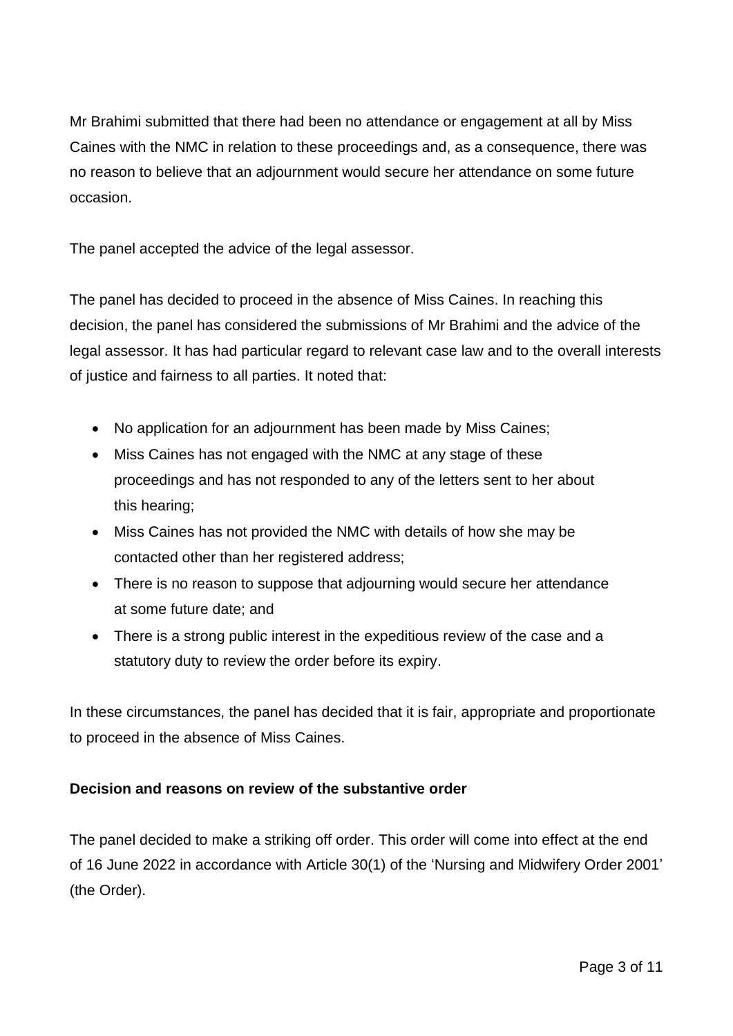Mr Brahimi submitted that there had been no attendance or engagement at all by Miss Caines with the NMC in relation to these proceedings and, as a consequence, there was no reason to believe that an adjournment would secure her attendance on some future occasion.

The panel accepted the advice of the legal assessor.

The panel has decided to proceed in the absence of Miss Caines. In reaching this decision, the panel has considered the submissions of Mr Brahimi and the advice of the legal assessor. It has had particular regard to relevant case law and to the overall interests of justice and fairness to all parties. It noted that:

- No application for an adjournment has been made by Miss Caines;
- Miss Caines has not engaged with the NMC at any stage of these proceedings and has not responded to any of the letters sent to her about this hearing;
- Miss Caines has not provided the NMC with details of how she may be contacted other than her registered address;
- There is no reason to suppose that adjourning would secure her attendance at some future date; and
- There is a strong public interest in the expeditious review of the case and a statutory duty to review the order before its expiry.

In these circumstances, the panel has decided that it is fair, appropriate and proportionate to proceed in the absence of Miss Caines.

**Decision and reasons on review of the substantive order**

The panel decided to make a striking off order. This order will come into effect at the end of 16 June 2022 in accordance with Article 30(1) of the 'Nursing and Midwifery Order 2001' (the Order).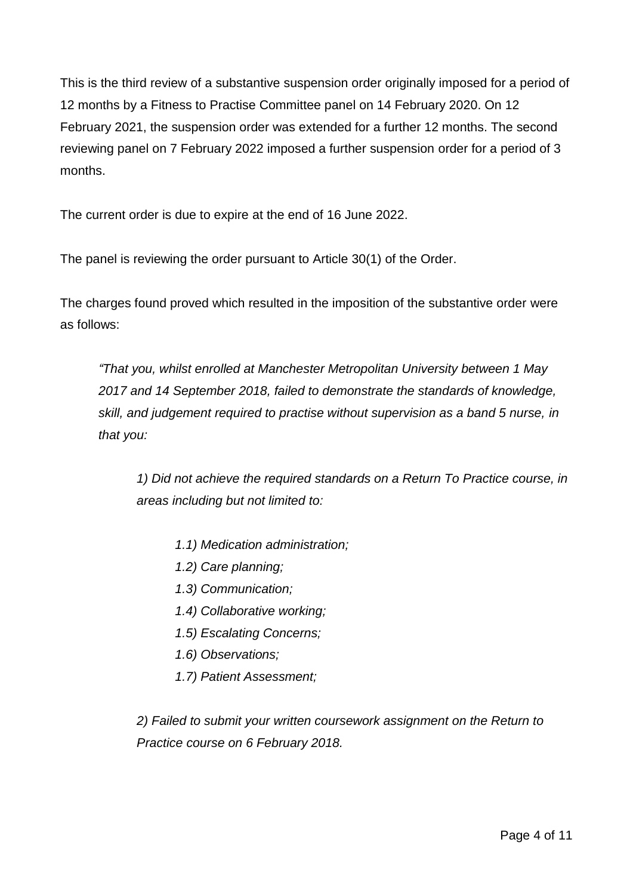This is the third review of a substantive suspension order originally imposed for a period of 12 months by a Fitness to Practise Committee panel on 14 February 2020. On 12 February 2021, the suspension order was extended for a further 12 months. The second reviewing panel on 7 February 2022 imposed a further suspension order for a period of 3 months.

The current order is due to expire at the end of 16 June 2022.

The panel is reviewing the order pursuant to Article 30(1) of the Order.

The charges found proved which resulted in the imposition of the substantive order were as follows:

> *"That you, whilst enrolled at Manchester Metropolitan University between 1 May 2017 and 14 September 2018, failed to demonstrate the standards of knowledge, skill, and judgement required to practise without supervision as a band 5 nurse, in that you:*
>
> > *1) Did not achieve the required standards on a Return To Practice course, in areas including but not limited to:*
> >
> > > *1.1) Medication administration;*
> > > *1.2) Care planning;*
> > > *1.3) Communication;*
> > > *1.4) Collaborative working;*
> > > *1.5) Escalating Concerns;*
> > > *1.6) Observations;*
> > > *1.7) Patient Assessment;*
> >
> > *2) Failed to submit your written coursework assignment on the Return to Practice course on 6 February 2018.*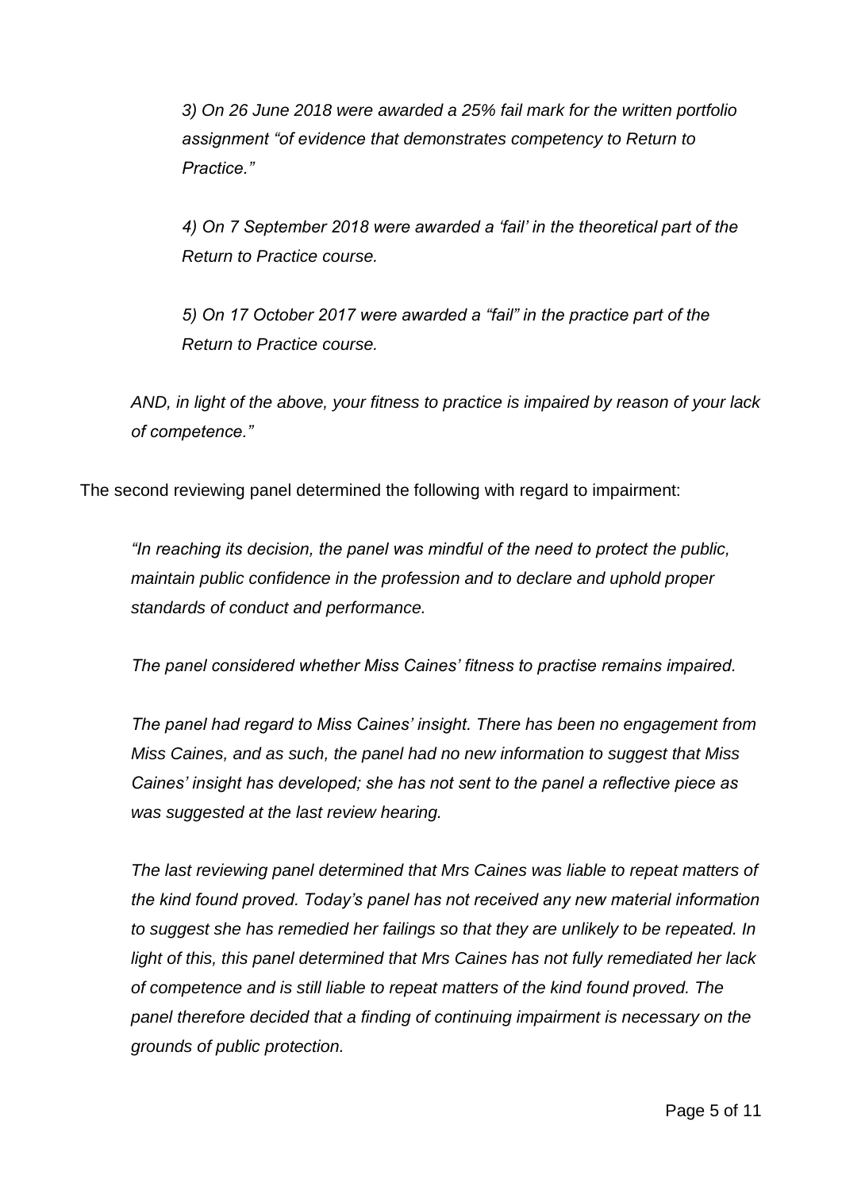*3) On 26 June 2018 were awarded a 25% fail mark for the written portfolio assignment "of evidence that demonstrates competency to Return to Practice."*

*4) On 7 September 2018 were awarded a 'fail' in the theoretical part of the Return to Practice course.*

*5) On 17 October 2017 were awarded a "fail" in the practice part of the Return to Practice course.*

*AND, in light of the above, your fitness to practice is impaired by reason of your lack of competence."*

The second reviewing panel determined the following with regard to impairment:

*"In reaching its decision, the panel was mindful of the need to protect the public, maintain public confidence in the profession and to declare and uphold proper standards of conduct and performance.*

*The panel considered whether Miss Caines' fitness to practise remains impaired.*

*The panel had regard to Miss Caines' insight. There has been no engagement from Miss Caines, and as such, the panel had no new information to suggest that Miss Caines' insight has developed; she has not sent to the panel a reflective piece as was suggested at the last review hearing.*

*The last reviewing panel determined that Mrs Caines was liable to repeat matters of the kind found proved. Today's panel has not received any new material information to suggest she has remedied her failings so that they are unlikely to be repeated. In light of this, this panel determined that Mrs Caines has not fully remediated her lack of competence and is still liable to repeat matters of the kind found proved. The panel therefore decided that a finding of continuing impairment is necessary on the grounds of public protection.*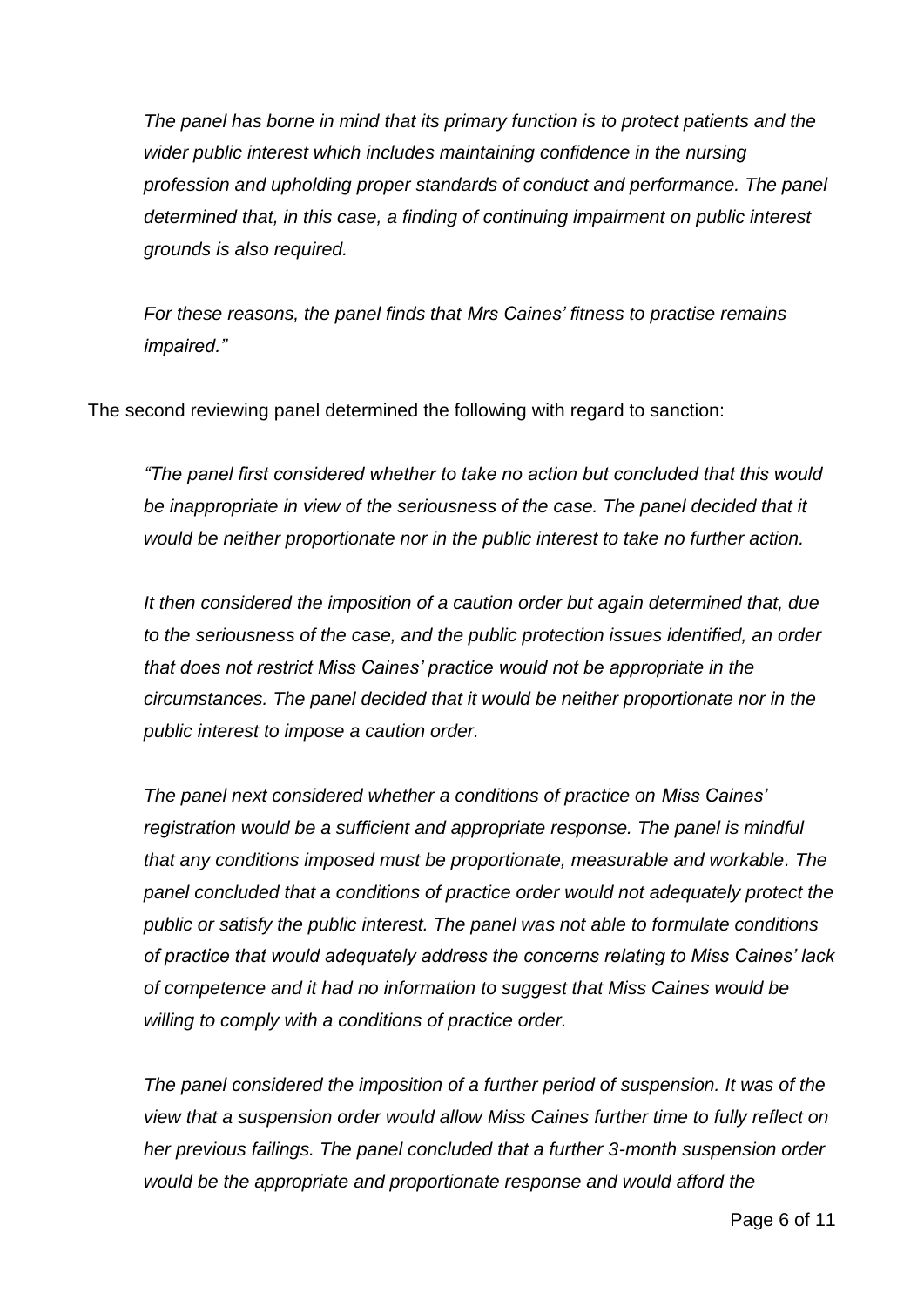*The panel has borne in mind that its primary function is to protect patients and the wider public interest which includes maintaining confidence in the nursing profession and upholding proper standards of conduct and performance. The panel determined that, in this case, a finding of continuing impairment on public interest grounds is also required.*

*For these reasons, the panel finds that Mrs Caines' fitness to practise remains impaired."*

The second reviewing panel determined the following with regard to sanction:

*"The panel first considered whether to take no action but concluded that this would be inappropriate in view of the seriousness of the case. The panel decided that it would be neither proportionate nor in the public interest to take no further action.*

*It then considered the imposition of a caution order but again determined that, due to the seriousness of the case, and the public protection issues identified, an order that does not restrict Miss Caines' practice would not be appropriate in the circumstances. The panel decided that it would be neither proportionate nor in the public interest to impose a caution order.*

*The panel next considered whether a conditions of practice on Miss Caines' registration would be a sufficient and appropriate response. The panel is mindful that any conditions imposed must be proportionate, measurable and workable. The panel concluded that a conditions of practice order would not adequately protect the public or satisfy the public interest. The panel was not able to formulate conditions of practice that would adequately address the concerns relating to Miss Caines' lack of competence and it had no information to suggest that Miss Caines would be willing to comply with a conditions of practice order.*

*The panel considered the imposition of a further period of suspension. It was of the view that a suspension order would allow Miss Caines further time to fully reflect on her previous failings. The panel concluded that a further 3-month suspension order would be the appropriate and proportionate response and would afford the*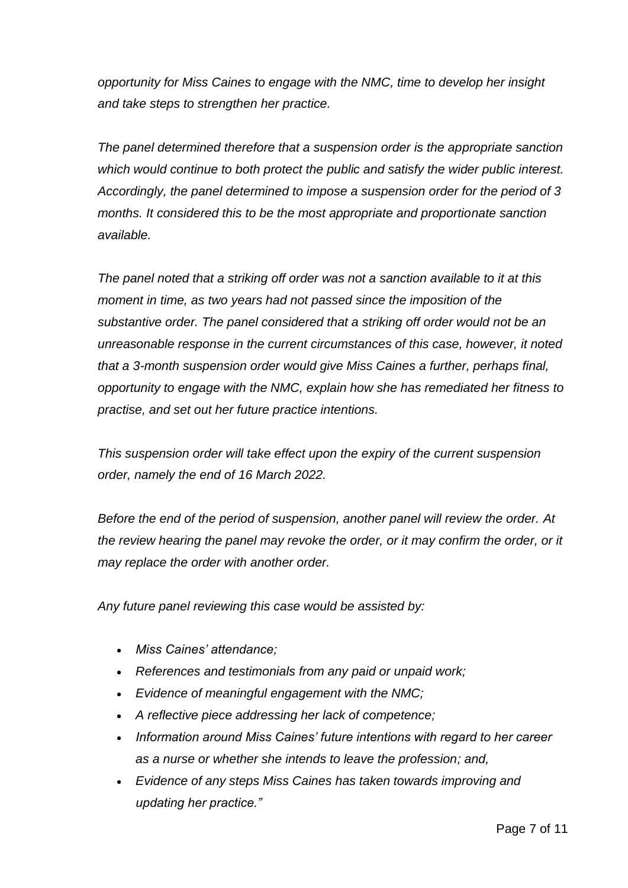*opportunity for Miss Caines to engage with the NMC, time to develop her insight and take steps to strengthen her practice.*

*The panel determined therefore that a suspension order is the appropriate sanction which would continue to both protect the public and satisfy the wider public interest. Accordingly, the panel determined to impose a suspension order for the period of 3 months. It considered this to be the most appropriate and proportionate sanction available.*

*The panel noted that a striking off order was not a sanction available to it at this moment in time, as two years had not passed since the imposition of the substantive order. The panel considered that a striking off order would not be an unreasonable response in the current circumstances of this case, however, it noted that a 3-month suspension order would give Miss Caines a further, perhaps final, opportunity to engage with the NMC, explain how she has remediated her fitness to practise, and set out her future practice intentions.*

*This suspension order will take effect upon the expiry of the current suspension order, namely the end of 16 March 2022.*

*Before the end of the period of suspension, another panel will review the order. At the review hearing the panel may revoke the order, or it may confirm the order, or it may replace the order with another order.*

*Any future panel reviewing this case would be assisted by:*

- *Miss Caines' attendance;*
- *References and testimonials from any paid or unpaid work;*
- *Evidence of meaningful engagement with the NMC;*
- *A reflective piece addressing her lack of competence;*
- *Information around Miss Caines' future intentions with regard to her career as a nurse or whether she intends to leave the profession; and,*
- *Evidence of any steps Miss Caines has taken towards improving and updating her practice."*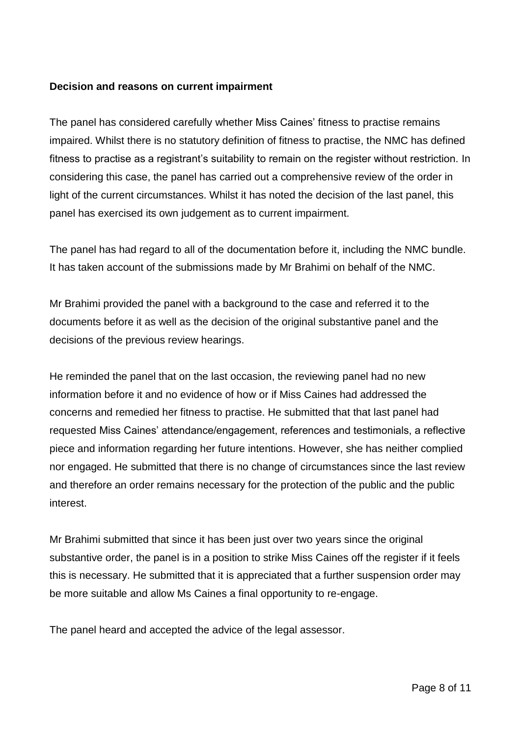**Decision and reasons on current impairment**

The panel has considered carefully whether Miss Caines' fitness to practise remains impaired. Whilst there is no statutory definition of fitness to practise, the NMC has defined fitness to practise as a registrant's suitability to remain on the register without restriction. In considering this case, the panel has carried out a comprehensive review of the order in light of the current circumstances. Whilst it has noted the decision of the last panel, this panel has exercised its own judgement as to current impairment.

The panel has had regard to all of the documentation before it, including the NMC bundle. It has taken account of the submissions made by Mr Brahimi on behalf of the NMC.

Mr Brahimi provided the panel with a background to the case and referred it to the documents before it as well as the decision of the original substantive panel and the decisions of the previous review hearings.

He reminded the panel that on the last occasion, the reviewing panel had no new information before it and no evidence of how or if Miss Caines had addressed the concerns and remedied her fitness to practise. He submitted that that last panel had requested Miss Caines' attendance/engagement, references and testimonials, a reflective piece and information regarding her future intentions. However, she has neither complied nor engaged. He submitted that there is no change of circumstances since the last review and therefore an order remains necessary for the protection of the public and the public interest.

Mr Brahimi submitted that since it has been just over two years since the original substantive order, the panel is in a position to strike Miss Caines off the register if it feels this is necessary. He submitted that it is appreciated that a further suspension order may be more suitable and allow Ms Caines a final opportunity to re-engage.

The panel heard and accepted the advice of the legal assessor.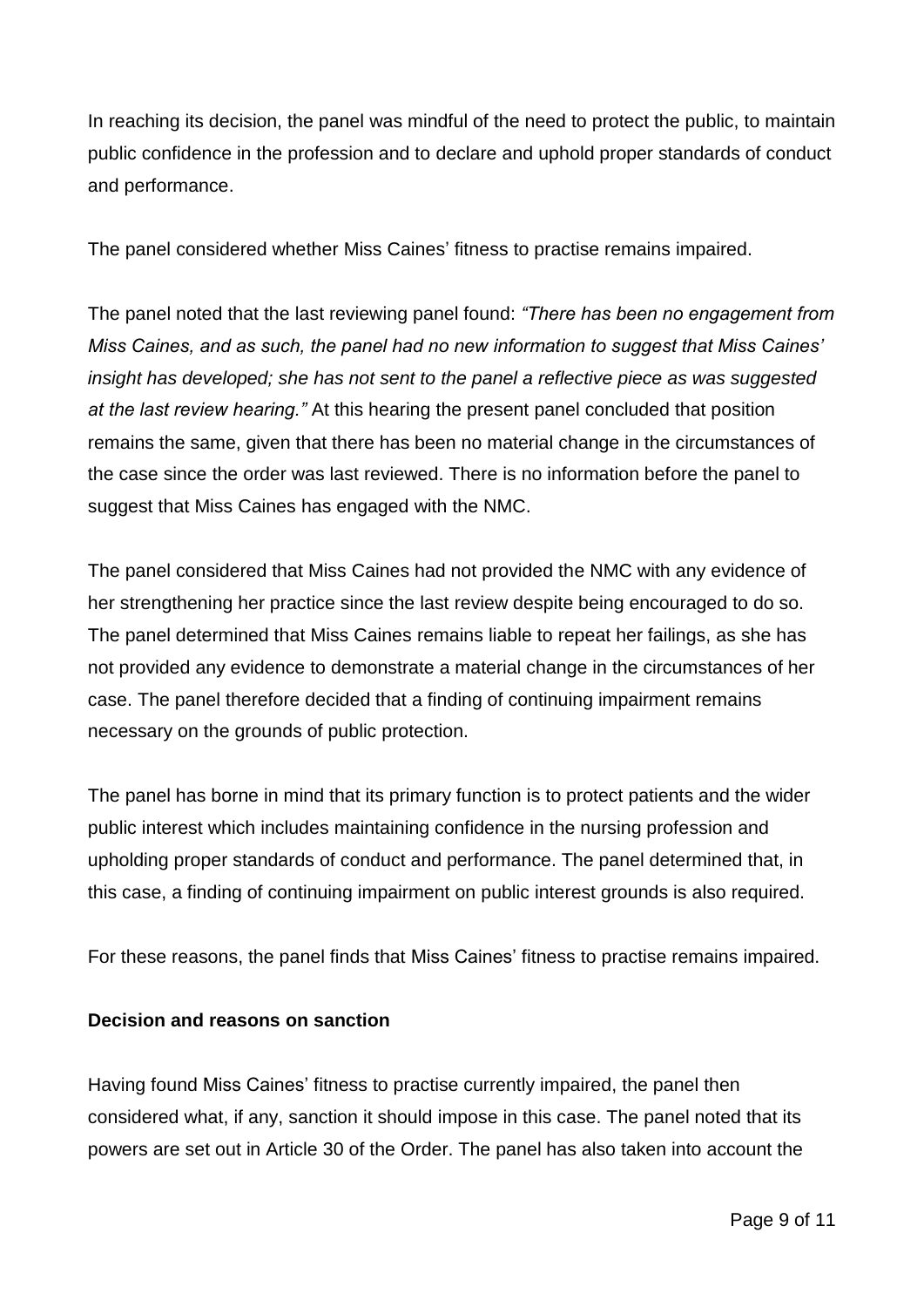In reaching its decision, the panel was mindful of the need to protect the public, to maintain public confidence in the profession and to declare and uphold proper standards of conduct and performance.

The panel considered whether Miss Caines' fitness to practise remains impaired.

The panel noted that the last reviewing panel found: *"There has been no engagement from Miss Caines, and as such, the panel had no new information to suggest that Miss Caines' insight has developed; she has not sent to the panel a reflective piece as was suggested at the last review hearing."* At this hearing the present panel concluded that position remains the same, given that there has been no material change in the circumstances of the case since the order was last reviewed. There is no information before the panel to suggest that Miss Caines has engaged with the NMC.

The panel considered that Miss Caines had not provided the NMC with any evidence of her strengthening her practice since the last review despite being encouraged to do so. The panel determined that Miss Caines remains liable to repeat her failings, as she has not provided any evidence to demonstrate a material change in the circumstances of her case. The panel therefore decided that a finding of continuing impairment remains necessary on the grounds of public protection.

The panel has borne in mind that its primary function is to protect patients and the wider public interest which includes maintaining confidence in the nursing profession and upholding proper standards of conduct and performance. The panel determined that, in this case, a finding of continuing impairment on public interest grounds is also required.

For these reasons, the panel finds that Miss Caines' fitness to practise remains impaired.

**Decision and reasons on sanction**

Having found Miss Caines' fitness to practise currently impaired, the panel then considered what, if any, sanction it should impose in this case. The panel noted that its powers are set out in Article 30 of the Order. The panel has also taken into account the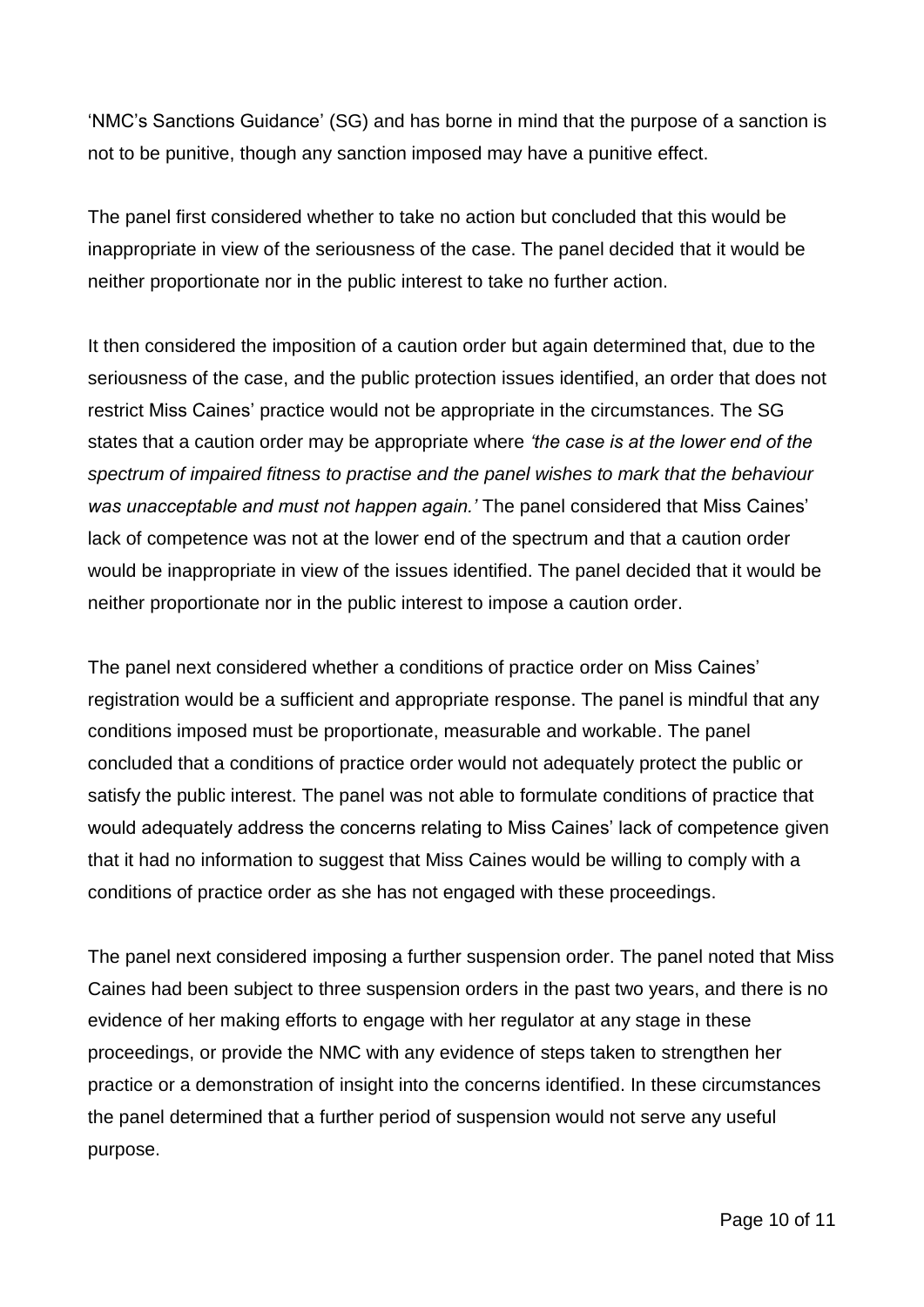'NMC's Sanctions Guidance' (SG) and has borne in mind that the purpose of a sanction is not to be punitive, though any sanction imposed may have a punitive effect.

The panel first considered whether to take no action but concluded that this would be inappropriate in view of the seriousness of the case. The panel decided that it would be neither proportionate nor in the public interest to take no further action.

It then considered the imposition of a caution order but again determined that, due to the seriousness of the case, and the public protection issues identified, an order that does not restrict Miss Caines' practice would not be appropriate in the circumstances. The SG states that a caution order may be appropriate where *'the case is at the lower end of the spectrum of impaired fitness to practise and the panel wishes to mark that the behaviour was unacceptable and must not happen again.'* The panel considered that Miss Caines' lack of competence was not at the lower end of the spectrum and that a caution order would be inappropriate in view of the issues identified. The panel decided that it would be neither proportionate nor in the public interest to impose a caution order.

The panel next considered whether a conditions of practice order on Miss Caines' registration would be a sufficient and appropriate response. The panel is mindful that any conditions imposed must be proportionate, measurable and workable. The panel concluded that a conditions of practice order would not adequately protect the public or satisfy the public interest. The panel was not able to formulate conditions of practice that would adequately address the concerns relating to Miss Caines' lack of competence given that it had no information to suggest that Miss Caines would be willing to comply with a conditions of practice order as she has not engaged with these proceedings.

The panel next considered imposing a further suspension order. The panel noted that Miss Caines had been subject to three suspension orders in the past two years, and there is no evidence of her making efforts to engage with her regulator at any stage in these proceedings, or provide the NMC with any evidence of steps taken to strengthen her practice or a demonstration of insight into the concerns identified. In these circumstances the panel determined that a further period of suspension would not serve any useful purpose.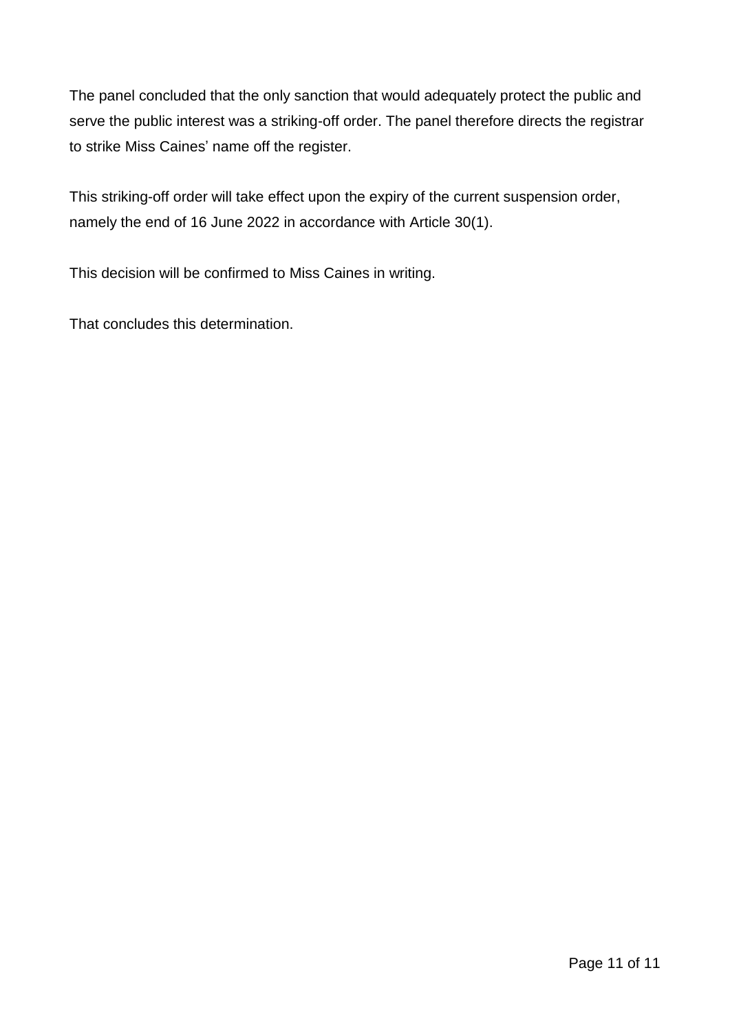The panel concluded that the only sanction that would adequately protect the public and serve the public interest was a striking-off order. The panel therefore directs the registrar to strike Miss Caines' name off the register.

This striking-off order will take effect upon the expiry of the current suspension order, namely the end of 16 June 2022 in accordance with Article 30(1).

This decision will be confirmed to Miss Caines in writing.

That concludes this determination.